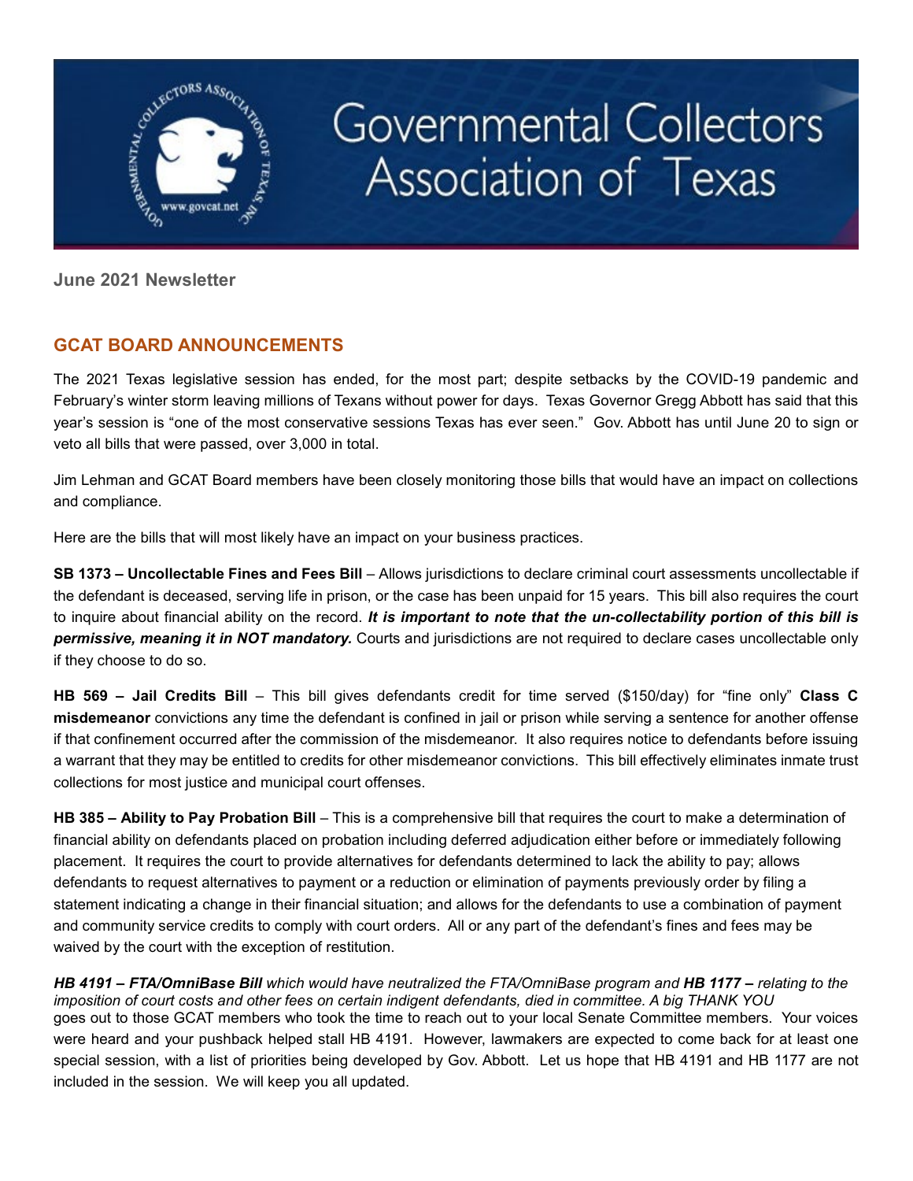# Governmental Collectors Association of Texas

**June 2021 Newsletter**

## GCAT BOARD ANNOUNCEMENTS

The 2021 Texas legislative session has ended, for the most part; despite setbacks by the COVID-19 pandemic and February's winter storm leaving millions of Texans without power for days. Texas Governor Gregg Abbott has said that this year's session is "one of the most conservative sessions Texas has ever seen." Gov. Abbott has until June 20 to sign or veto all bills that were passed, over 3,000 in total.

Jim Lehman and GCAT Board members have been closely monitoring those bills that would have an impact on collections and compliance.

Here are the bills that will most likely have an impact on your business practices.

**SB 1373 – Uncollectable Fines and Fees Bill** – Allows jurisdictions to declare criminal court assessments uncollectable if the defendant is deceased, serving life in prison, or the case has been unpaid for 15 years. This bill also requires the court to inquire about financial ability on the record. ***It is important to note that the un-collectability portion of this bill is permissive, meaning it in NOT mandatory.*** Courts and jurisdictions are not required to declare cases uncollectable only if they choose to do so.

**HB 569 – Jail Credits Bill** – This bill gives defendants credit for time served ($150/day) for "fine only" **Class C misdemeanor** convictions any time the defendant is confined in jail or prison while serving a sentence for another offense if that confinement occurred after the commission of the misdemeanor. It also requires notice to defendants before issuing a warrant that they may be entitled to credits for other misdemeanor convictions. This bill effectively eliminates inmate trust collections for most justice and municipal court offenses.

**HB 385 – Ability to Pay Probation Bill** – This is a comprehensive bill that requires the court to make a determination of financial ability on defendants placed on probation including deferred adjudication either before or immediately following placement. It requires the court to provide alternatives for defendants determined to lack the ability to pay; allows defendants to request alternatives to payment or a reduction or elimination of payments previously order by filing a statement indicating a change in their financial situation; and allows for the defendants to use a combination of payment and community service credits to comply with court orders. All or any part of the defendant's fines and fees may be waived by the court with the exception of restitution.

***HB 4191 – FTA/OmniBase Bill** which would have neutralized the FTA/OmniBase program and **HB 1177 –** relating to the imposition of court costs and other fees on certain indigent defendants, died in committee. A big THANK YOU* goes out to those GCAT members who took the time to reach out to your local Senate Committee members. Your voices were heard and your pushback helped stall HB 4191. However, lawmakers are expected to come back for at least one special session, with a list of priorities being developed by Gov. Abbott. Let us hope that HB 4191 and HB 1177 are not included in the session. We will keep you all updated.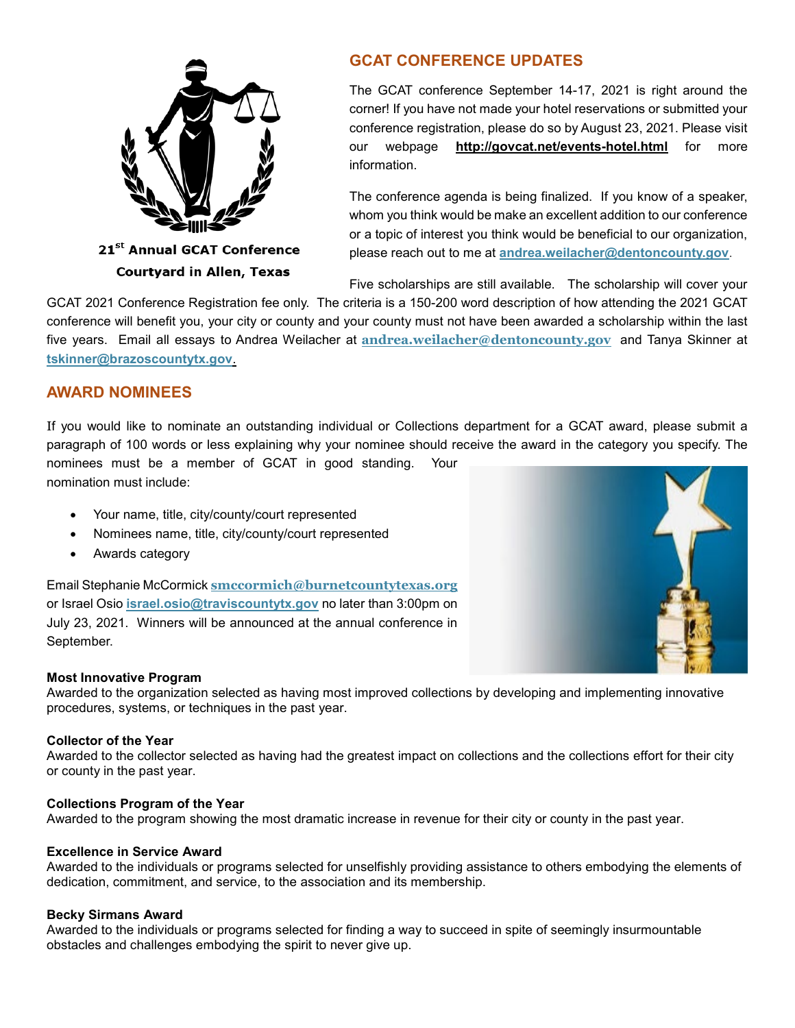**21st Annual GCAT Conference**
**Courtyard in Allen, Texas**

## GCAT CONFERENCE UPDATES

The GCAT conference September 14-17, 2021 is right around the corner! If you have not made your hotel reservations or submitted your conference registration, please do so by August 23, 2021. Please visit our webpage **http://govcat.net/events-hotel.html** for more information.

The conference agenda is being finalized. If you know of a speaker, whom you think would be make an excellent addition to our conference or a topic of interest you think would be beneficial to our organization, please reach out to me at **andrea.weilacher@dentoncounty.gov**.

Five scholarships are still available. The scholarship will cover your GCAT 2021 Conference Registration fee only. The criteria is a 150-200 word description of how attending the 2021 GCAT conference will benefit you, your city or county and your county must not have been awarded a scholarship within the last five years. Email all essays to Andrea Weilacher at **andrea.weilacher@dentoncounty.gov** and Tanya Skinner at **tskinner@brazoscountytx.gov**.

## AWARD NOMINEES

If you would like to nominate an outstanding individual or Collections department for a GCAT award, please submit a paragraph of 100 words or less explaining why your nominee should receive the award in the category you specify. The nominees must be a member of GCAT in good standing. Your nomination must include:

- Your name, title, city/county/court represented
- Nominees name, title, city/county/court represented
- Awards category

Email Stephanie McCormick **smccormich@burnetcountytexas.org** or Israel Osio **israel.osio@traviscountytx.gov** no later than 3:00pm on July 23, 2021. Winners will be announced at the annual conference in September.

**Most Innovative Program**
Awarded to the organization selected as having most improved collections by developing and implementing innovative procedures, systems, or techniques in the past year.

**Collector of the Year**
Awarded to the collector selected as having had the greatest impact on collections and the collections effort for their city or county in the past year.

**Collections Program of the Year**
Awarded to the program showing the most dramatic increase in revenue for their city or county in the past year.

**Excellence in Service Award**
Awarded to the individuals or programs selected for unselfishly providing assistance to others embodying the elements of dedication, commitment, and service, to the association and its membership.

**Becky Sirmans Award**
Awarded to the individuals or programs selected for finding a way to succeed in spite of seemingly insurmountable obstacles and challenges embodying the spirit to never give up.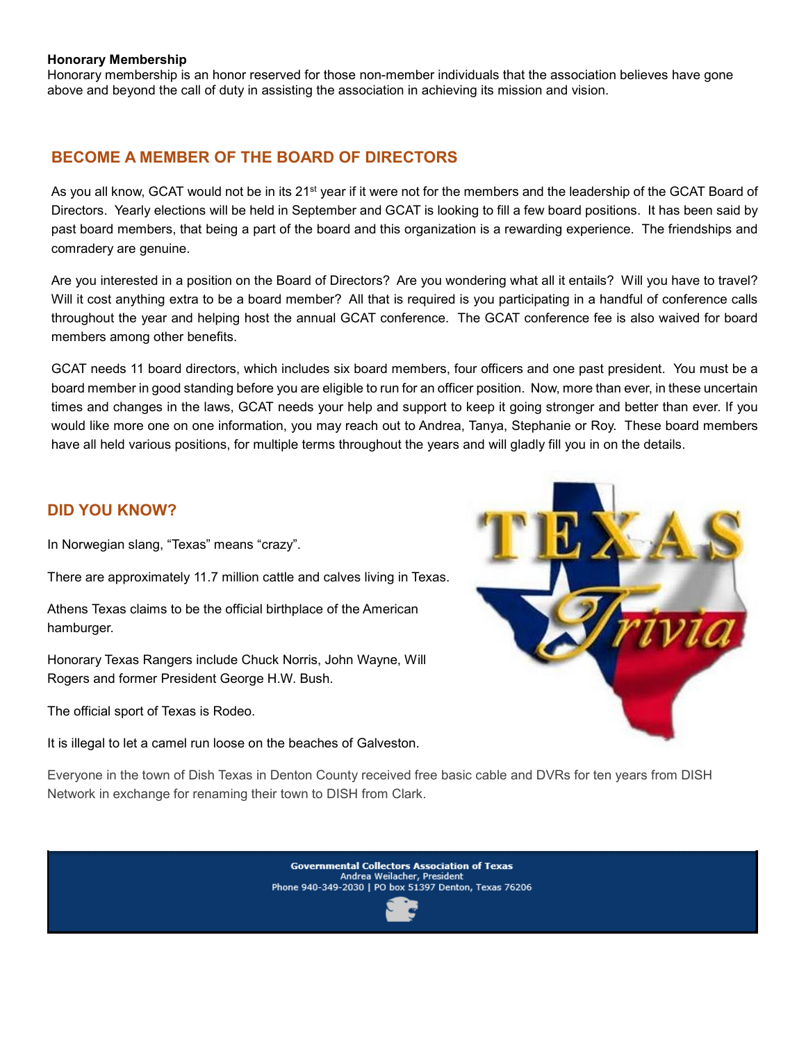**Honorary Membership**

Honorary membership is an honor reserved for those non-member individuals that the association believes have gone above and beyond the call of duty in assisting the association in achieving its mission and vision.

## BECOME A MEMBER OF THE BOARD OF DIRECTORS

As you all know, GCAT would not be in its 21st year if it were not for the members and the leadership of the GCAT Board of Directors. Yearly elections will be held in September and GCAT is looking to fill a few board positions. It has been said by past board members, that being a part of the board and this organization is a rewarding experience. The friendships and comradery are genuine.

Are you interested in a position on the Board of Directors? Are you wondering what all it entails? Will you have to travel? Will it cost anything extra to be a board member? All that is required is you participating in a handful of conference calls throughout the year and helping host the annual GCAT conference. The GCAT conference fee is also waived for board members among other benefits.

GCAT needs 11 board directors, which includes six board members, four officers and one past president. You must be a board member in good standing before you are eligible to run for an officer position. Now, more than ever, in these uncertain times and changes in the laws, GCAT needs your help and support to keep it going stronger and better than ever. If you would like more one on one information, you may reach out to Andrea, Tanya, Stephanie or Roy. These board members have all held various positions, for multiple terms throughout the years and will gladly fill you in on the details.

## DID YOU KNOW?

TEXAS Trivia

In Norwegian slang, “Texas” means “crazy”.

There are approximately 11.7 million cattle and calves living in Texas.

Athens Texas claims to be the official birthplace of the American hamburger.

Honorary Texas Rangers include Chuck Norris, John Wayne, Will Rogers and former President George H.W. Bush.

The official sport of Texas is Rodeo.

It is illegal to let a camel run loose on the beaches of Galveston.

Everyone in the town of Dish Texas in Denton County received free basic cable and DVRs for ten years from DISH Network in exchange for renaming their town to DISH from Clark.

**Governmental Collectors Association of Texas**
Andrea Weilacher, President
Phone 940-349-2030 | PO box 51397 Denton, Texas 76206